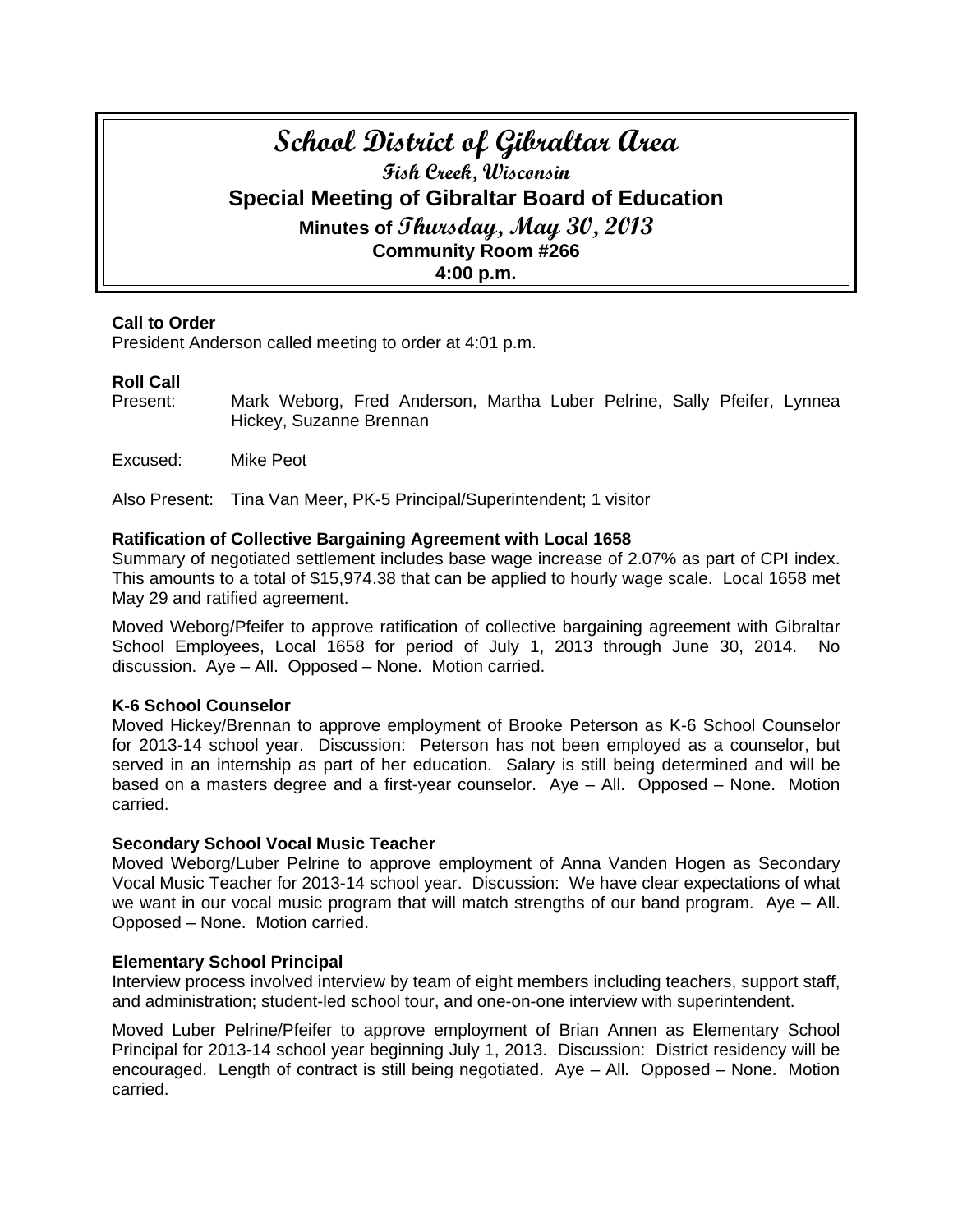# School District of Gibraltar Area

## Fish Creek, Wisconsin

## Special Meeting of Gibraltar Board of Education

### Minutes of Thursday, May 30, 2013

### Community Room #266

### 4:00 p.m.

**Call to Order**

President Anderson called meeting to order at 4:01 p.m.

**Roll Call**

Present: Mark Weborg, Fred Anderson, Martha Luber Pelrine, Sally Pfeifer, Lynnea Hickey, Suzanne Brennan

Excused: Mike Peot

Also Present: Tina Van Meer, PK-5 Principal/Superintendent; 1 visitor

**Ratification of Collective Bargaining Agreement with Local 1658**

Summary of negotiated settlement includes base wage increase of 2.07% as part of CPI index. This amounts to a total of $15,974.38 that can be applied to hourly wage scale. Local 1658 met May 29 and ratified agreement.

Moved Weborg/Pfeifer to approve ratification of collective bargaining agreement with Gibraltar School Employees, Local 1658 for period of July 1, 2013 through June 30, 2014. No discussion. Aye – All. Opposed – None. Motion carried.

**K-6 School Counselor**

Moved Hickey/Brennan to approve employment of Brooke Peterson as K-6 School Counselor for 2013-14 school year. Discussion: Peterson has not been employed as a counselor, but served in an internship as part of her education. Salary is still being determined and will be based on a masters degree and a first-year counselor. Aye – All. Opposed – None. Motion carried.

**Secondary School Vocal Music Teacher**

Moved Weborg/Luber Pelrine to approve employment of Anna Vanden Hogen as Secondary Vocal Music Teacher for 2013-14 school year. Discussion: We have clear expectations of what we want in our vocal music program that will match strengths of our band program. Aye – All. Opposed – None. Motion carried.

**Elementary School Principal**

Interview process involved interview by team of eight members including teachers, support staff, and administration; student-led school tour, and one-on-one interview with superintendent.

Moved Luber Pelrine/Pfeifer to approve employment of Brian Annen as Elementary School Principal for 2013-14 school year beginning July 1, 2013. Discussion: District residency will be encouraged. Length of contract is still being negotiated. Aye – All. Opposed – None. Motion carried.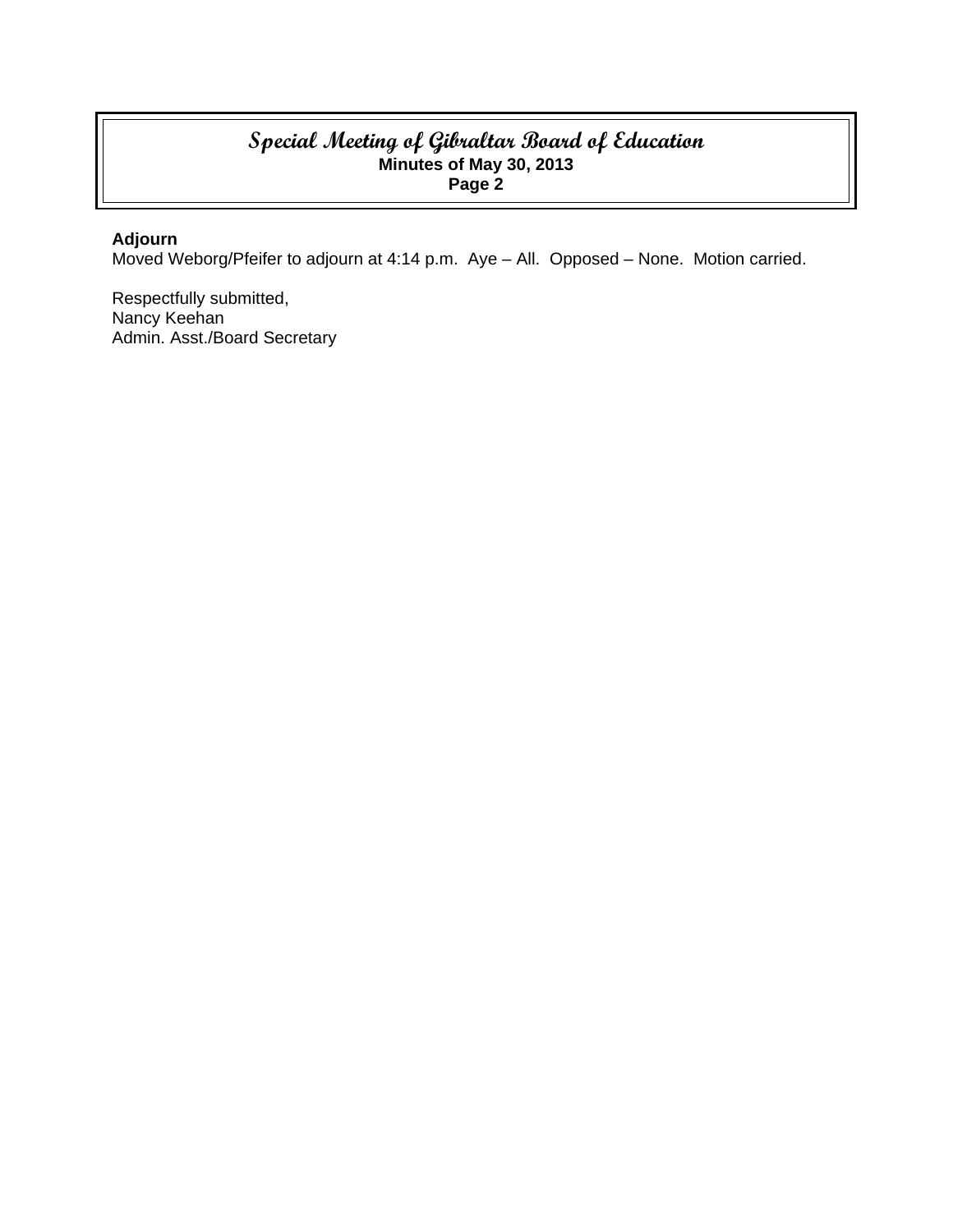**Adjourn**

Moved Weborg/Pfeifer to adjourn at 4:14 p.m. Aye – All. Opposed – None. Motion carried.

Respectfully submitted,
Nancy Keehan
Admin. Asst./Board Secretary